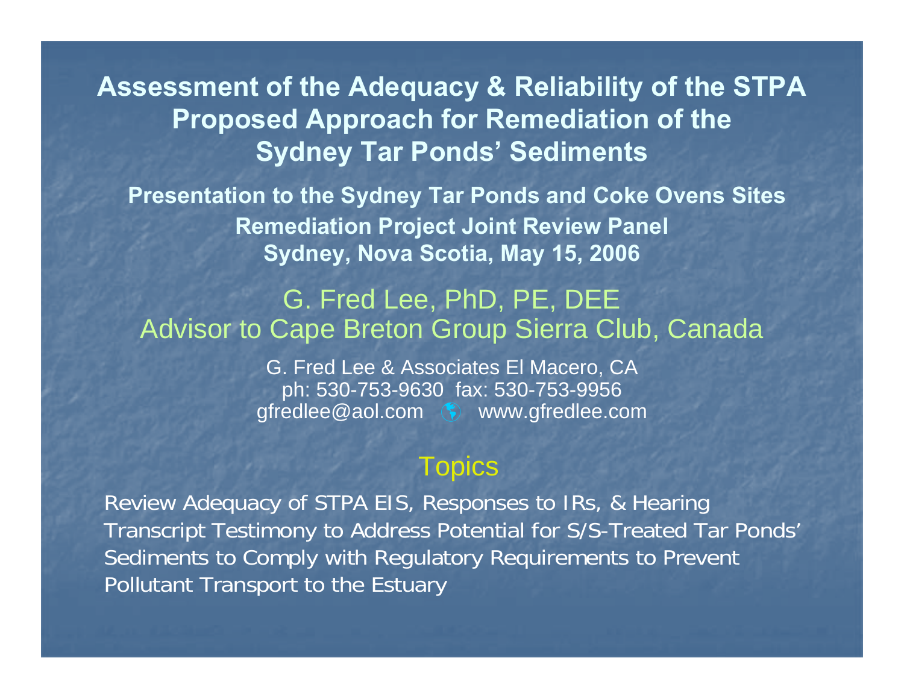# Assessment of the Adequacy & Reliability of the STPA Proposed Approach for Remediation of the Sydney Tar Ponds' Sediments

**Presentation to the Sydney Tar Ponds and Coke Ovens Sites Remediation Project Joint Review Panel**
**Sydney, Nova Scotia, May 15, 2006**

G. Fred Lee, PhD, PE, DEE
Advisor to Cape Breton Group Sierra Club, Canada

G. Fred Lee & Associates El Macero, CA
ph: 530-753-9630 fax: 530-753-9956
gfredlee@aol.com www.gfredlee.com

## Topics

Review Adequacy of STPA EIS, Responses to IRs, & Hearing Transcript Testimony to Address Potential for S/S-Treated Tar Ponds' Sediments to Comply with Regulatory Requirements to Prevent Pollutant Transport to the Estuary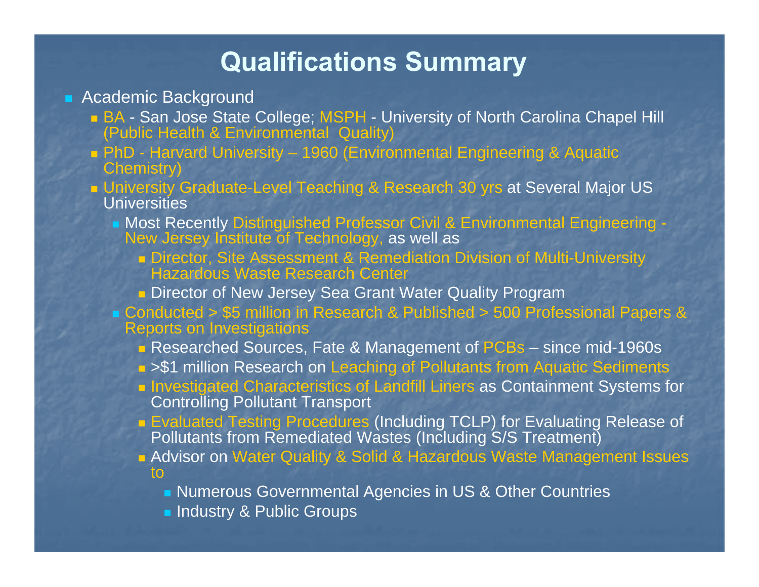# Qualifications Summary

- Academic Background
  - BA - San Jose State College; MSPH - University of North Carolina Chapel Hill (Public Health & Environmental Quality)
  - PhD - Harvard University – 1960 (Environmental Engineering & Aquatic Chemistry)
  - University Graduate-Level Teaching & Research 30 yrs at Several Major US Universities
    - Most Recently Distinguished Professor Civil & Environmental Engineering - New Jersey Institute of Technology, as well as
      - Director, Site Assessment & Remediation Division of Multi-University Hazardous Waste Research Center
      - Director of New Jersey Sea Grant Water Quality Program
    - Conducted > $5 million in Research & Published > 500 Professional Papers & Reports on Investigations
      - Researched Sources, Fate & Management of PCBs – since mid-1960s
      - >$1 million Research on Leaching of Pollutants from Aquatic Sediments
      - Investigated Characteristics of Landfill Liners as Containment Systems for Controlling Pollutant Transport
      - Evaluated Testing Procedures (Including TCLP) for Evaluating Release of Pollutants from Remediated Wastes (Including S/S Treatment)
      - Advisor on Water Quality & Solid & Hazardous Waste Management Issues to
        - Numerous Governmental Agencies in US & Other Countries
        - Industry & Public Groups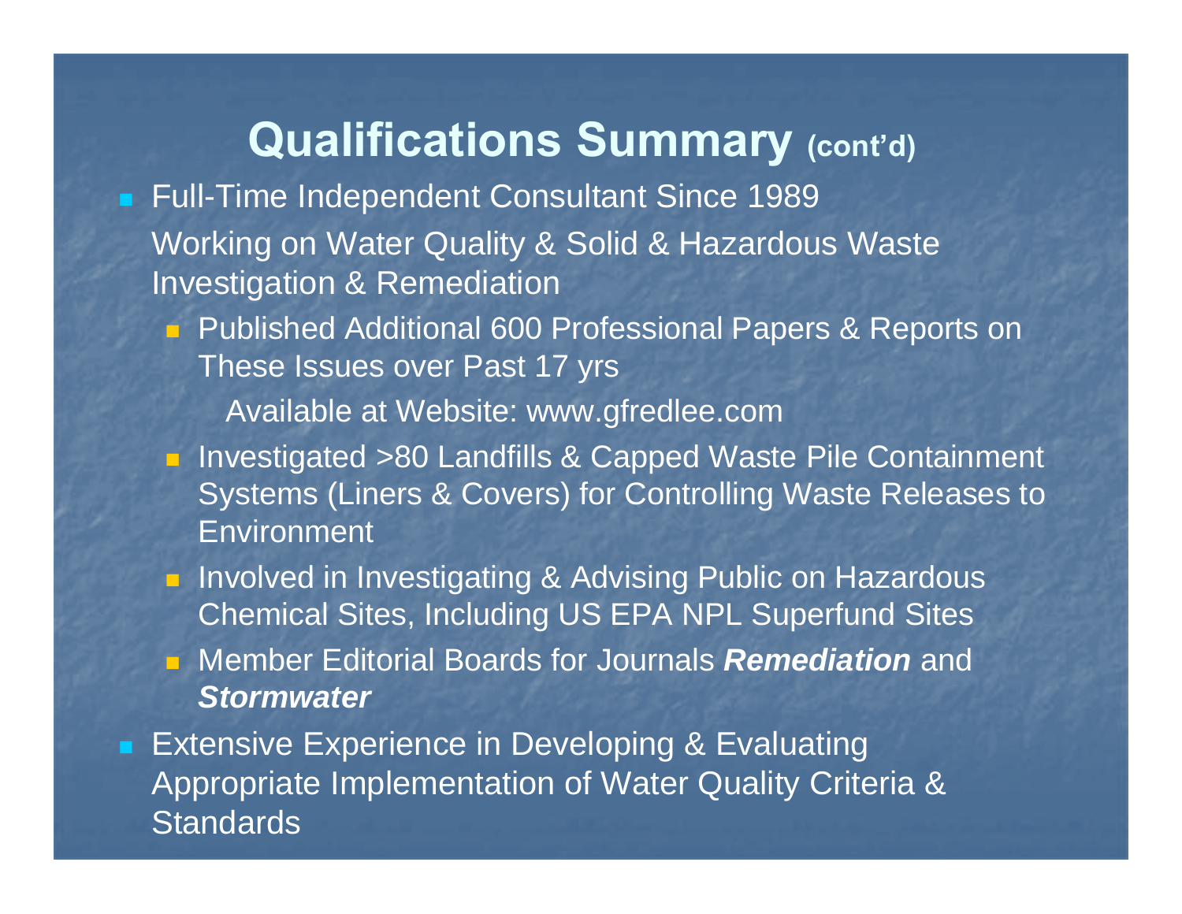# Qualifications Summary (cont'd)

- Full-Time Independent Consultant Since 1989

  Working on Water Quality & Solid & Hazardous Waste Investigation & Remediation

  - Published Additional 600 Professional Papers & Reports on These Issues over Past 17 yrs

    Available at Website: www.gfredlee.com

  - Investigated >80 Landfills & Capped Waste Pile Containment Systems (Liners & Covers) for Controlling Waste Releases to Environment
  - Involved in Investigating & Advising Public on Hazardous Chemical Sites, Including US EPA NPL Superfund Sites
  - Member Editorial Boards for Journals ***Remediation*** and ***Stormwater***

- Extensive Experience in Developing & Evaluating Appropriate Implementation of Water Quality Criteria & Standards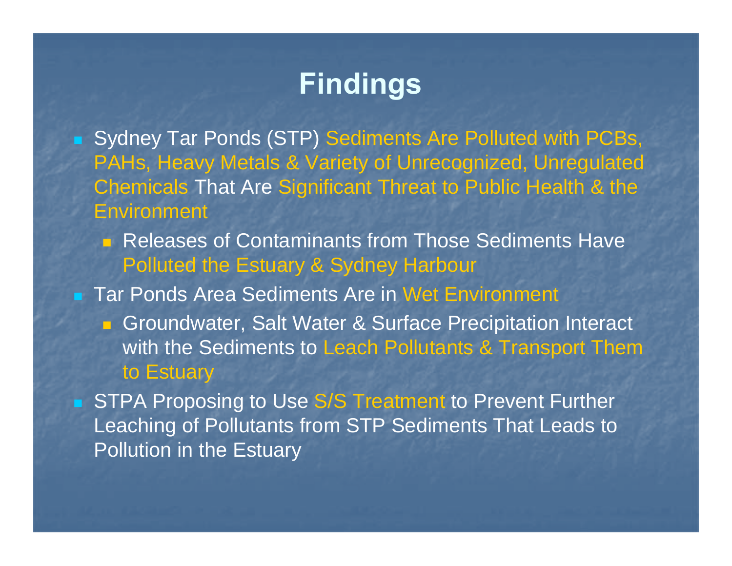# Findings

- Sydney Tar Ponds (STP) Sediments Are Polluted with PCBs, PAHs, Heavy Metals & Variety of Unrecognized, Unregulated Chemicals That Are Significant Threat to Public Health & the Environment
  - Releases of Contaminants from Those Sediments Have Polluted the Estuary & Sydney Harbour
- Tar Ponds Area Sediments Are in Wet Environment
  - Groundwater, Salt Water & Surface Precipitation Interact with the Sediments to Leach Pollutants & Transport Them to Estuary
- STPA Proposing to Use S/S Treatment to Prevent Further Leaching of Pollutants from STP Sediments That Leads to Pollution in the Estuary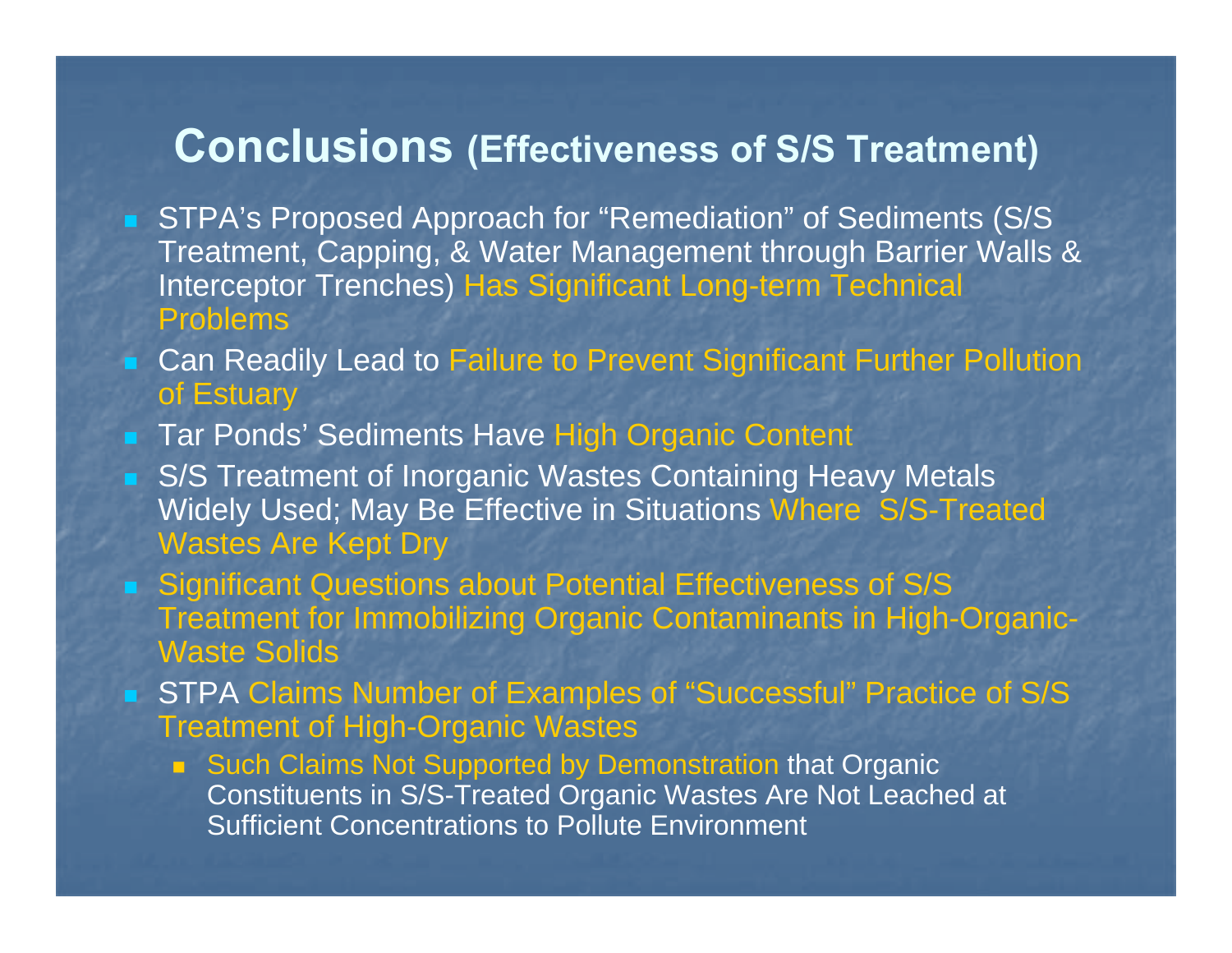## Conclusions (Effectiveness of S/S Treatment)

- STPA's Proposed Approach for "Remediation" of Sediments (S/S Treatment, Capping, & Water Management through Barrier Walls & Interceptor Trenches) Has Significant Long-term Technical Problems
- Can Readily Lead to Failure to Prevent Significant Further Pollution of Estuary
- Tar Ponds' Sediments Have High Organic Content
- S/S Treatment of Inorganic Wastes Containing Heavy Metals Widely Used; May Be Effective in Situations Where S/S-Treated Wastes Are Kept Dry
- Significant Questions about Potential Effectiveness of S/S Treatment for Immobilizing Organic Contaminants in High-Organic-Waste Solids
- STPA Claims Number of Examples of "Successful" Practice of S/S Treatment of High-Organic Wastes
  - Such Claims Not Supported by Demonstration that Organic Constituents in S/S-Treated Organic Wastes Are Not Leached at Sufficient Concentrations to Pollute Environment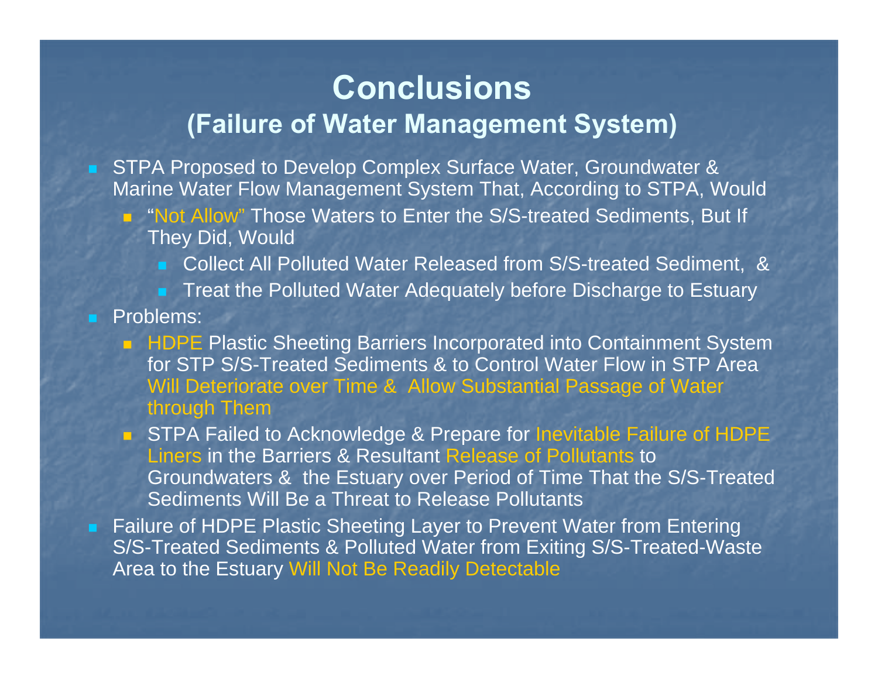# Conclusions

## (Failure of Water Management System)

- STPA Proposed to Develop Complex Surface Water, Groundwater & Marine Water Flow Management System That, According to STPA, Would
  - "Not Allow" Those Waters to Enter the S/S-treated Sediments, But If They Did, Would
    - Collect All Polluted Water Released from S/S-treated Sediment, &
    - Treat the Polluted Water Adequately before Discharge to Estuary
- Problems:
  - HDPE Plastic Sheeting Barriers Incorporated into Containment System for STP S/S-Treated Sediments & to Control Water Flow in STP Area Will Deteriorate over Time & Allow Substantial Passage of Water through Them
  - STPA Failed to Acknowledge & Prepare for Inevitable Failure of HDPE Liners in the Barriers & Resultant Release of Pollutants to Groundwaters & the Estuary over Period of Time That the S/S-Treated Sediments Will Be a Threat to Release Pollutants
- Failure of HDPE Plastic Sheeting Layer to Prevent Water from Entering S/S-Treated Sediments & Polluted Water from Exiting S/S-Treated-Waste Area to the Estuary Will Not Be Readily Detectable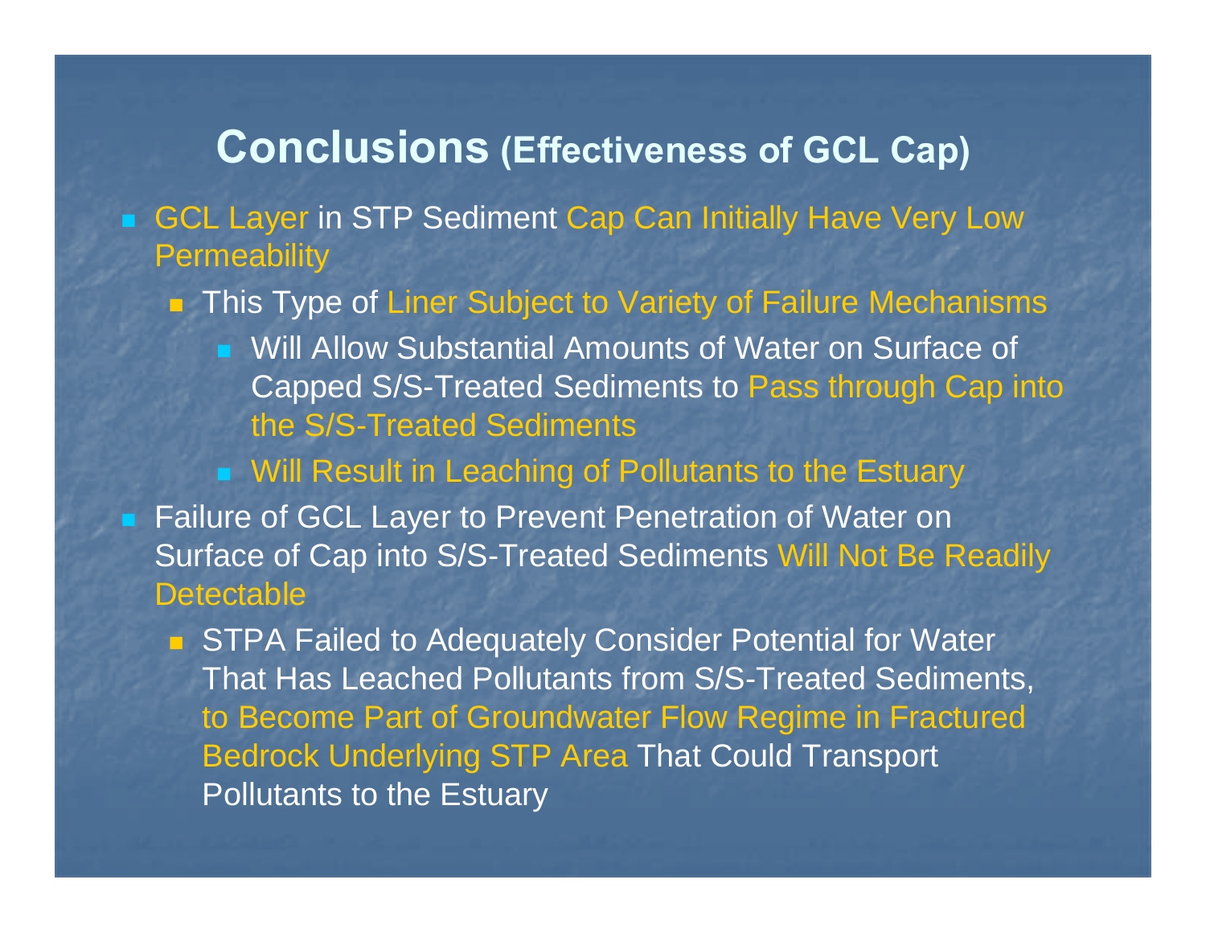## Conclusions (Effectiveness of GCL Cap)

- GCL Layer in STP Sediment Cap Can Initially Have Very Low Permeability
  - This Type of Liner Subject to Variety of Failure Mechanisms
    - Will Allow Substantial Amounts of Water on Surface of Capped S/S-Treated Sediments to Pass through Cap into the S/S-Treated Sediments
    - Will Result in Leaching of Pollutants to the Estuary
- Failure of GCL Layer to Prevent Penetration of Water on Surface of Cap into S/S-Treated Sediments Will Not Be Readily Detectable
  - STPA Failed to Adequately Consider Potential for Water That Has Leached Pollutants from S/S-Treated Sediments, to Become Part of Groundwater Flow Regime in Fractured Bedrock Underlying STP Area That Could Transport Pollutants to the Estuary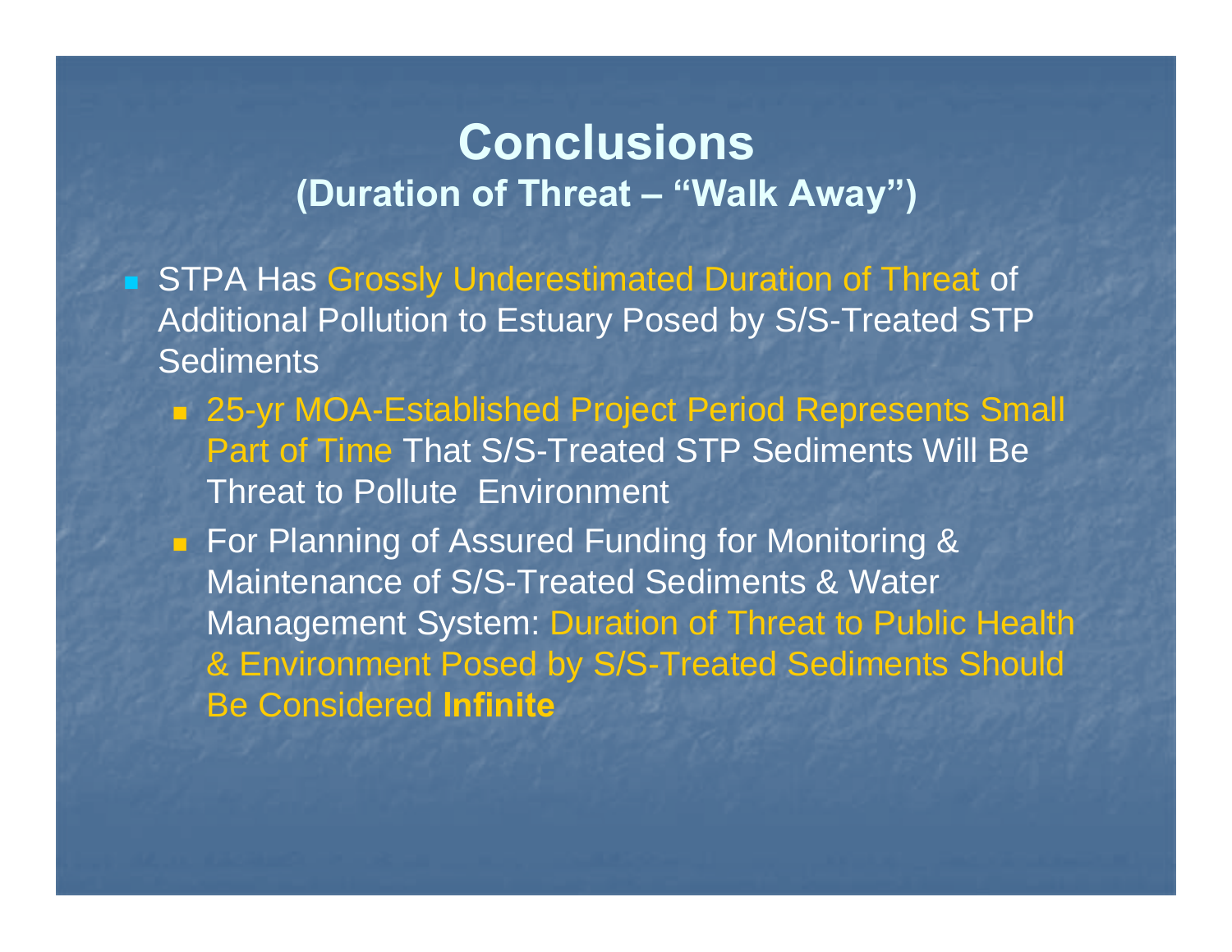# Conclusions

## (Duration of Threat – "Walk Away")

- STPA Has Grossly Underestimated Duration of Threat of Additional Pollution to Estuary Posed by S/S-Treated STP Sediments
  - 25-yr MOA-Established Project Period Represents Small Part of Time That S/S-Treated STP Sediments Will Be Threat to Pollute Environment
  - For Planning of Assured Funding for Monitoring & Maintenance of S/S-Treated Sediments & Water Management System: Duration of Threat to Public Health & Environment Posed by S/S-Treated Sediments Should Be Considered **Infinite**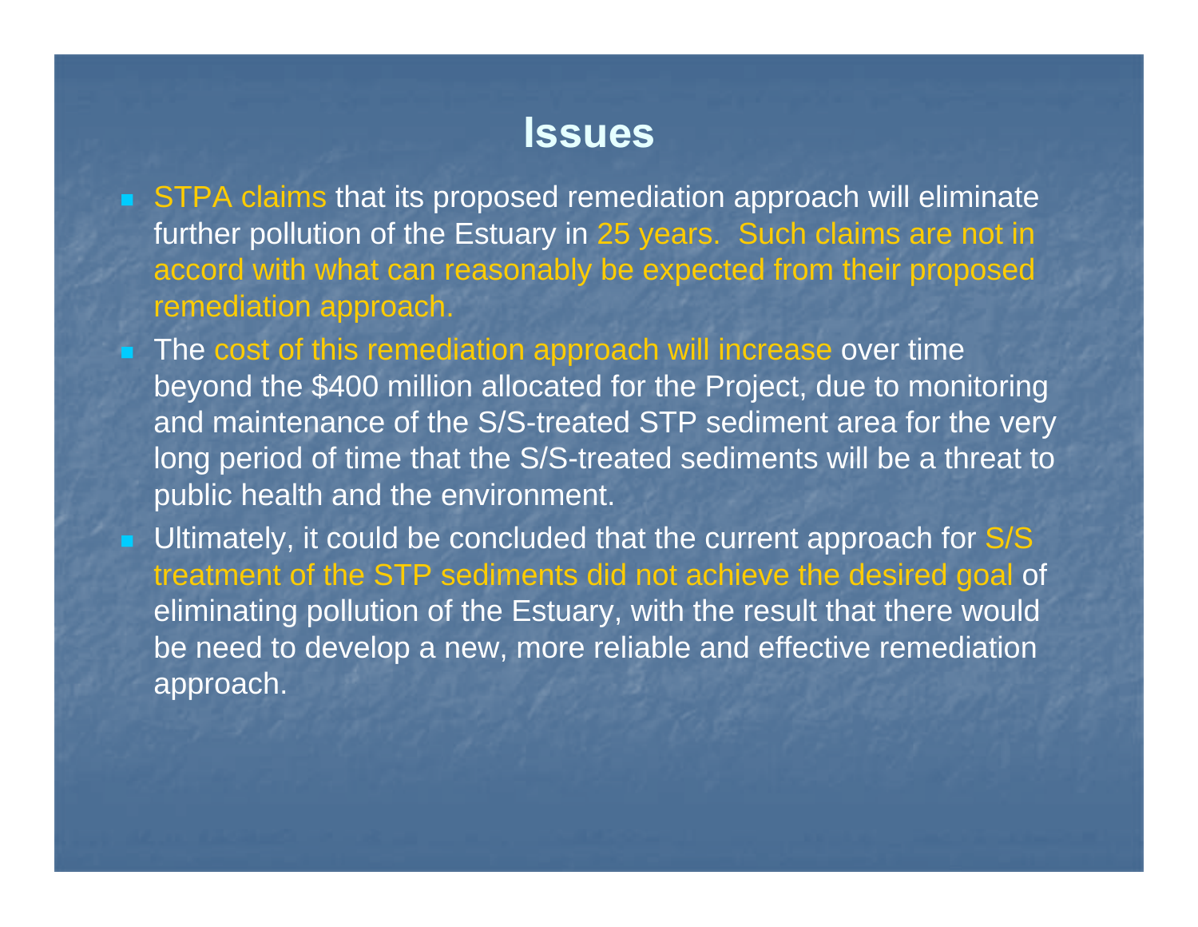# Issues

- STPA claims that its proposed remediation approach will eliminate further pollution of the Estuary in 25 years. Such claims are not in accord with what can reasonably be expected from their proposed remediation approach.
- The cost of this remediation approach will increase over time beyond the $400 million allocated for the Project, due to monitoring and maintenance of the S/S-treated STP sediment area for the very long period of time that the S/S-treated sediments will be a threat to public health and the environment.
- Ultimately, it could be concluded that the current approach for S/S treatment of the STP sediments did not achieve the desired goal of eliminating pollution of the Estuary, with the result that there would be need to develop a new, more reliable and effective remediation approach.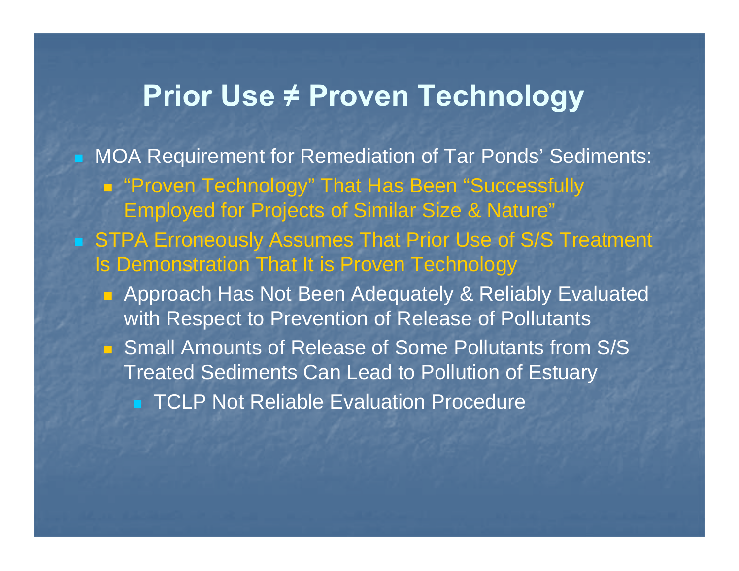# Prior Use ≠ Proven Technology

- MOA Requirement for Remediation of Tar Ponds' Sediments:
  - "Proven Technology" That Has Been "Successfully Employed for Projects of Similar Size & Nature"
- STPA Erroneously Assumes That Prior Use of S/S Treatment Is Demonstration That It is Proven Technology
  - Approach Has Not Been Adequately & Reliably Evaluated with Respect to Prevention of Release of Pollutants
  - Small Amounts of Release of Some Pollutants from S/S Treated Sediments Can Lead to Pollution of Estuary
    - TCLP Not Reliable Evaluation Procedure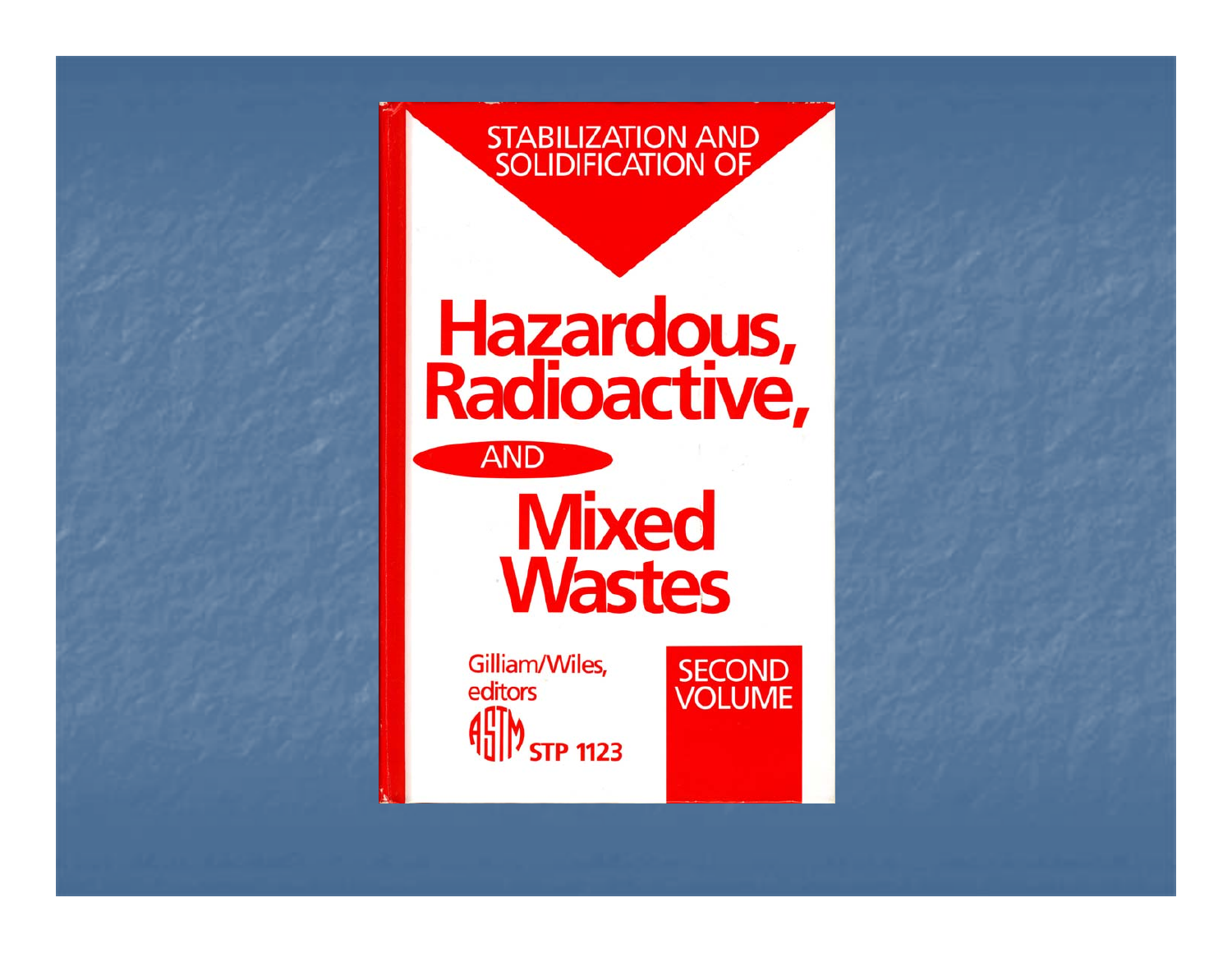STABILIZATION AND SOLIDIFICATION OF

# Hazardous, Radioactive, AND Mixed Wastes

Gilliam/Wiles, editors

ASTM STP 1123

SECOND VOLUME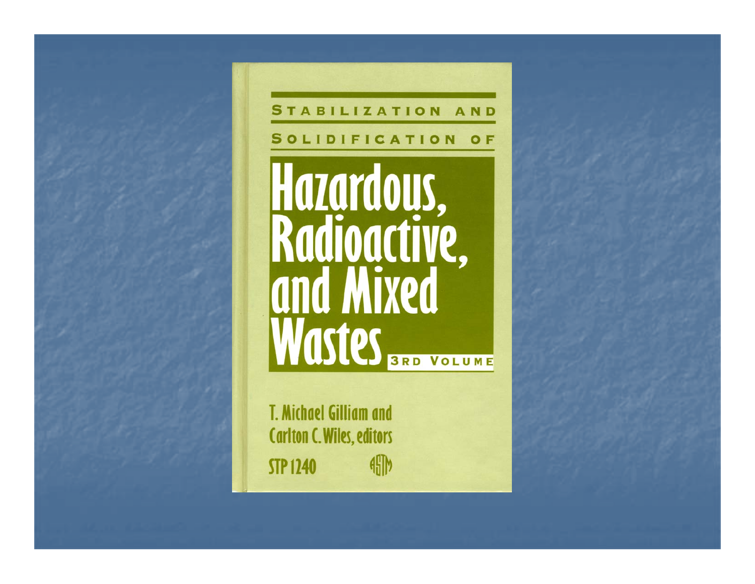STABILIZATION AND

SOLIDIFICATION OF

# Hazardous, Radioactive, and Mixed Wastes

3RD VOLUME

T. Michael Gilliam and Carlton C. Wiles, editors

STP 1240

ASTM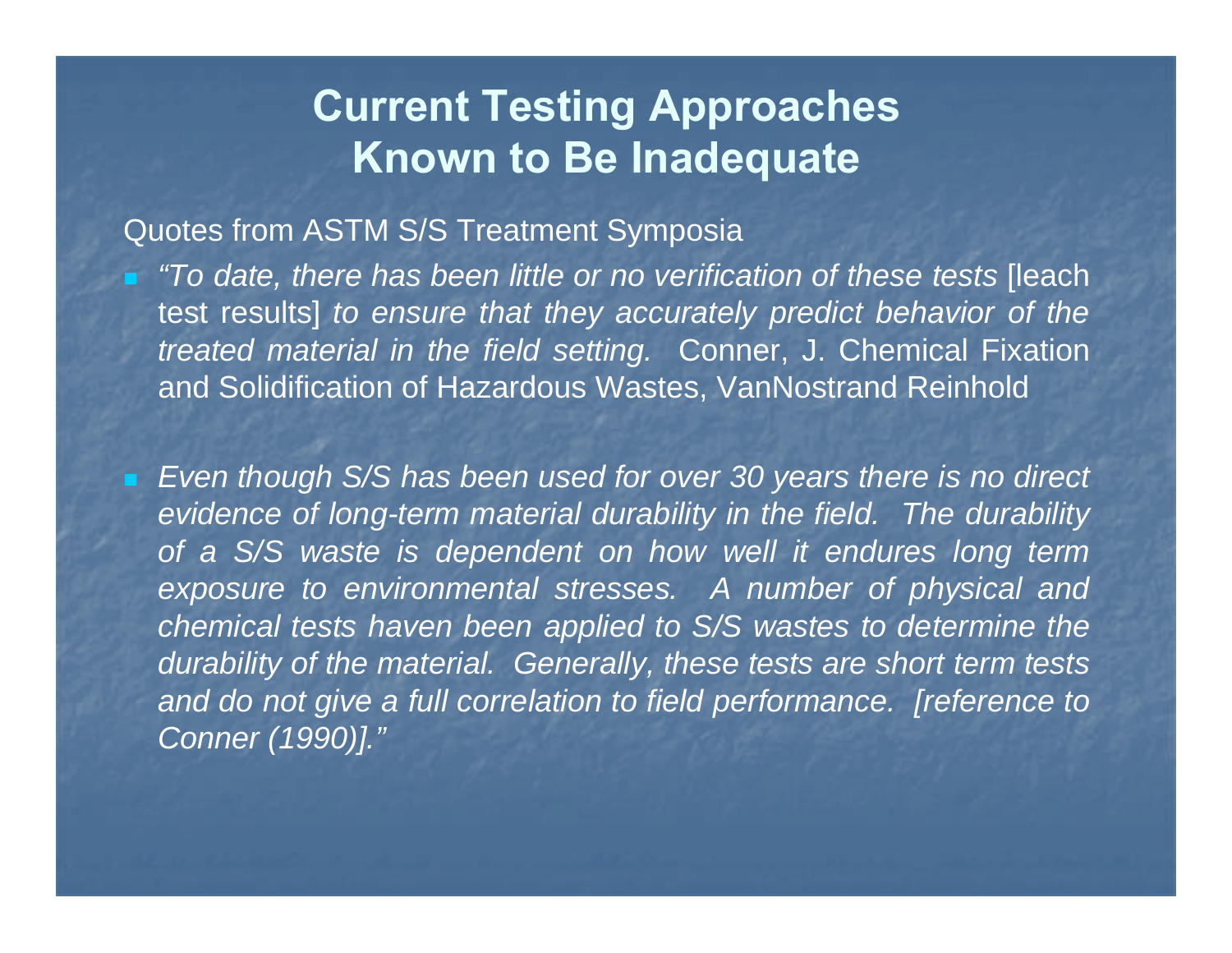# Current Testing Approaches Known to Be Inadequate

Quotes from ASTM S/S Treatment Symposia

- *"To date, there has been little or no verification of these tests* [leach test results] *to ensure that they accurately predict behavior of the treated material in the field setting.* Conner, J. Chemical Fixation and Solidification of Hazardous Wastes, VanNostrand Reinhold

- *Even though S/S has been used for over 30 years there is no direct evidence of long-term material durability in the field. The durability of a S/S waste is dependent on how well it endures long term exposure to environmental stresses. A number of physical and chemical tests haven been applied to S/S wastes to determine the durability of the material. Generally, these tests are short term tests and do not give a full correlation to field performance. [reference to Conner (1990)]."*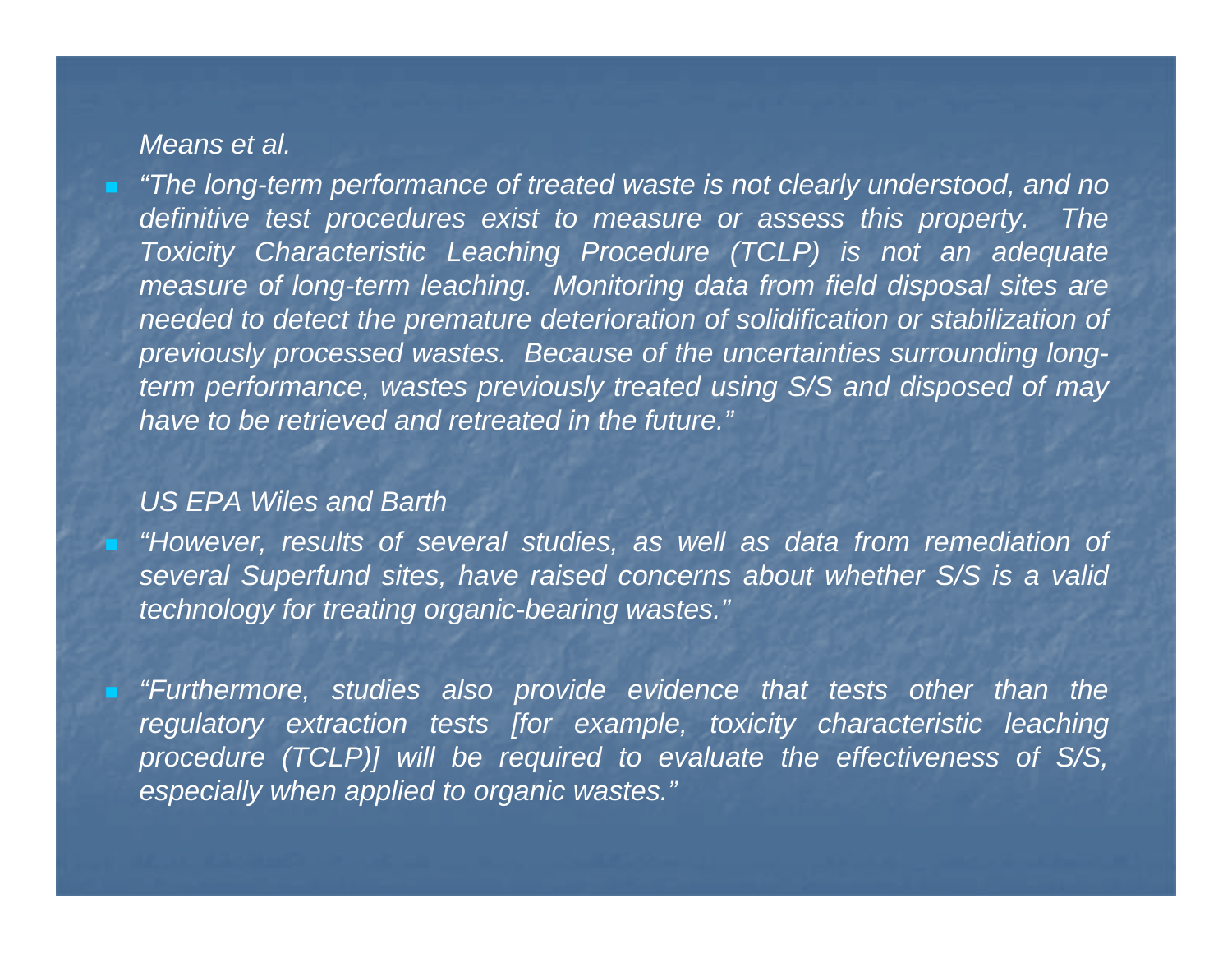*Means et al.*

- *"The long-term performance of treated waste is not clearly understood, and no definitive test procedures exist to measure or assess this property. The Toxicity Characteristic Leaching Procedure (TCLP) is not an adequate measure of long-term leaching. Monitoring data from field disposal sites are needed to detect the premature deterioration of solidification or stabilization of previously processed wastes. Because of the uncertainties surrounding long-term performance, wastes previously treated using S/S and disposed of may have to be retrieved and retreated in the future."*

*US EPA Wiles and Barth*

- *"However, results of several studies, as well as data from remediation of several Superfund sites, have raised concerns about whether S/S is a valid technology for treating organic-bearing wastes."*

- *"Furthermore, studies also provide evidence that tests other than the regulatory extraction tests [for example, toxicity characteristic leaching procedure (TCLP)] will be required to evaluate the effectiveness of S/S, especially when applied to organic wastes."*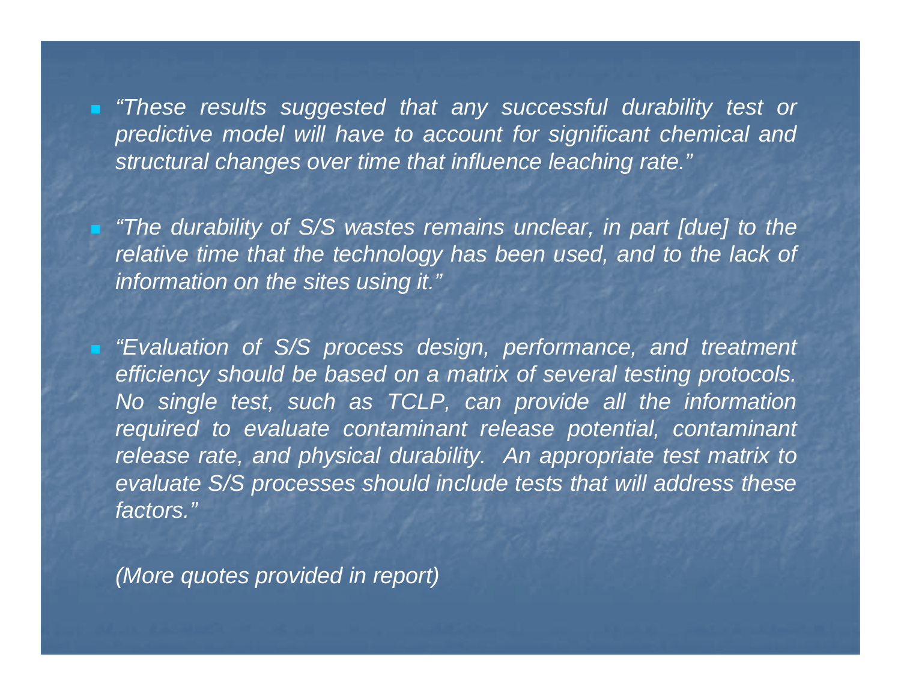- *“These results suggested that any successful durability test or predictive model will have to account for significant chemical and structural changes over time that influence leaching rate.”*

- *“The durability of S/S wastes remains unclear, in part [due] to the relative time that the technology has been used, and to the lack of information on the sites using it.”*

- *“Evaluation of S/S process design, performance, and treatment efficiency should be based on a matrix of several testing protocols. No single test, such as TCLP, can provide all the information required to evaluate contaminant release potential, contaminant release rate, and physical durability. An appropriate test matrix to evaluate S/S processes should include tests that will address these factors.”*

*(More quotes provided in report)*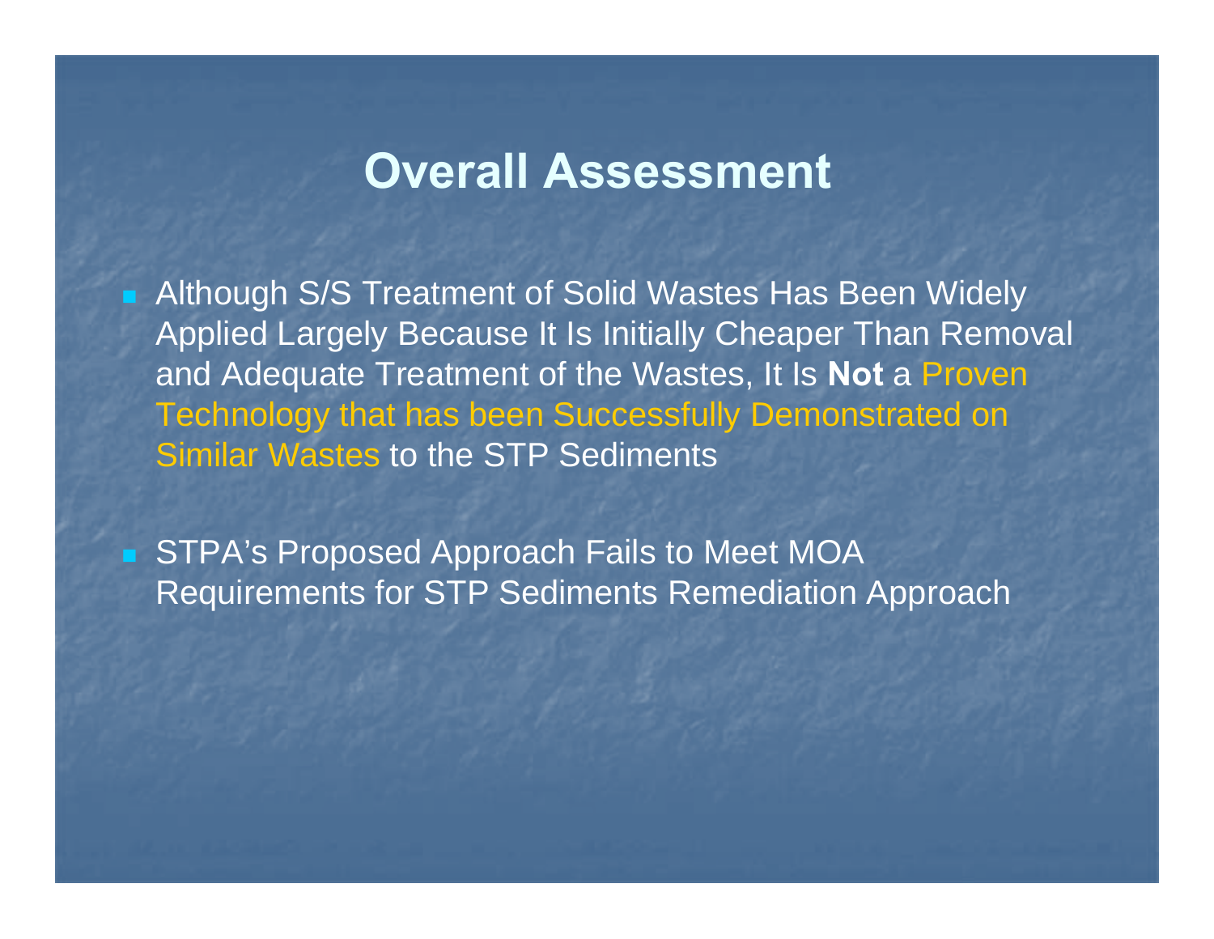# Overall Assessment

- Although S/S Treatment of Solid Wastes Has Been Widely Applied Largely Because It Is Initially Cheaper Than Removal and Adequate Treatment of the Wastes, It Is **Not** a Proven Technology that has been Successfully Demonstrated on Similar Wastes to the STP Sediments

- STPA's Proposed Approach Fails to Meet MOA Requirements for STP Sediments Remediation Approach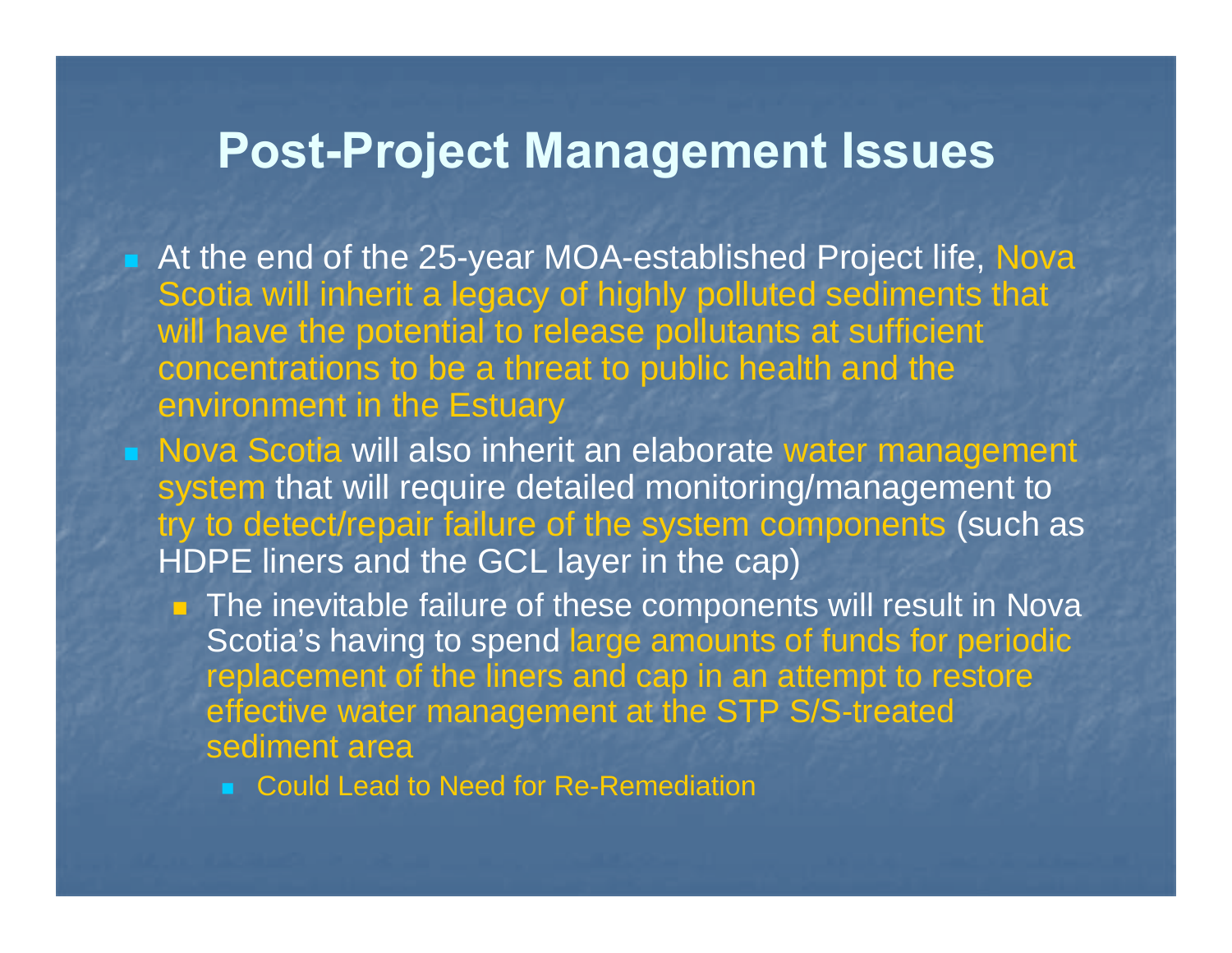# Post-Project Management Issues

- At the end of the 25-year MOA-established Project life, Nova Scotia will inherit a legacy of highly polluted sediments that will have the potential to release pollutants at sufficient concentrations to be a threat to public health and the environment in the Estuary
- Nova Scotia will also inherit an elaborate water management system that will require detailed monitoring/management to try to detect/repair failure of the system components (such as HDPE liners and the GCL layer in the cap)
  - The inevitable failure of these components will result in Nova Scotia's having to spend large amounts of funds for periodic replacement of the liners and cap in an attempt to restore effective water management at the STP S/S-treated sediment area
    - Could Lead to Need for Re-Remediation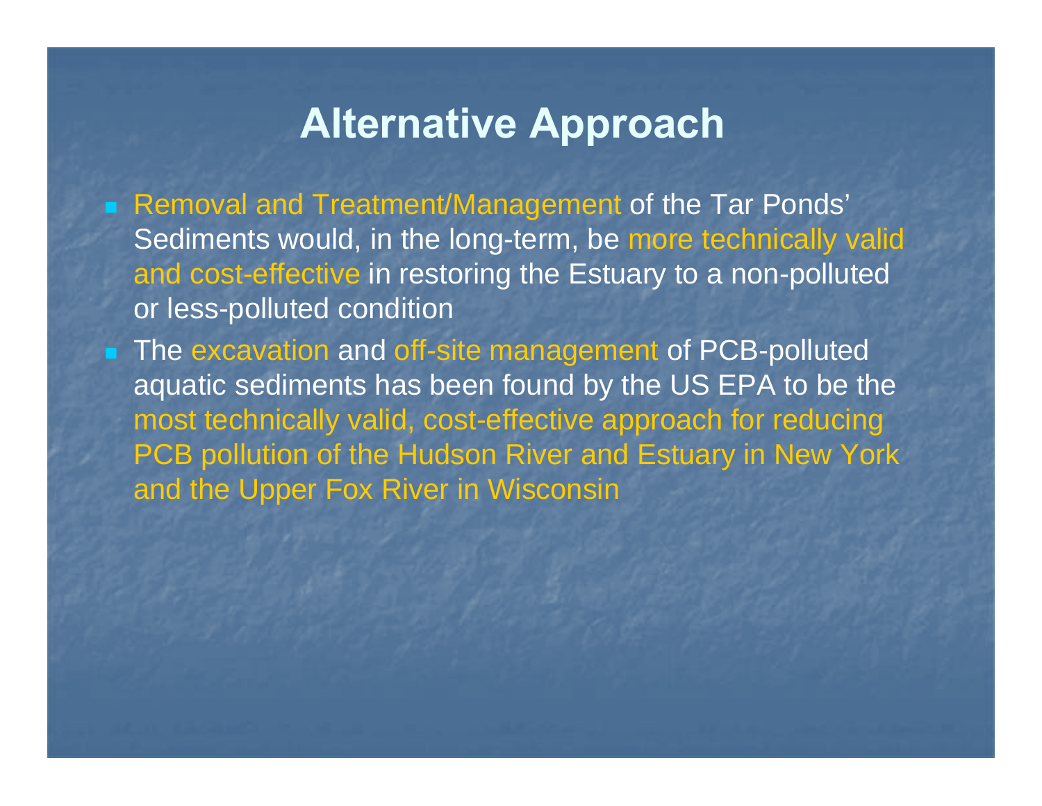# Alternative Approach

- Removal and Treatment/Management of the Tar Ponds' Sediments would, in the long-term, be more technically valid and cost-effective in restoring the Estuary to a non-polluted or less-polluted condition
- The excavation and off-site management of PCB-polluted aquatic sediments has been found by the US EPA to be the most technically valid, cost-effective approach for reducing PCB pollution of the Hudson River and Estuary in New York and the Upper Fox River in Wisconsin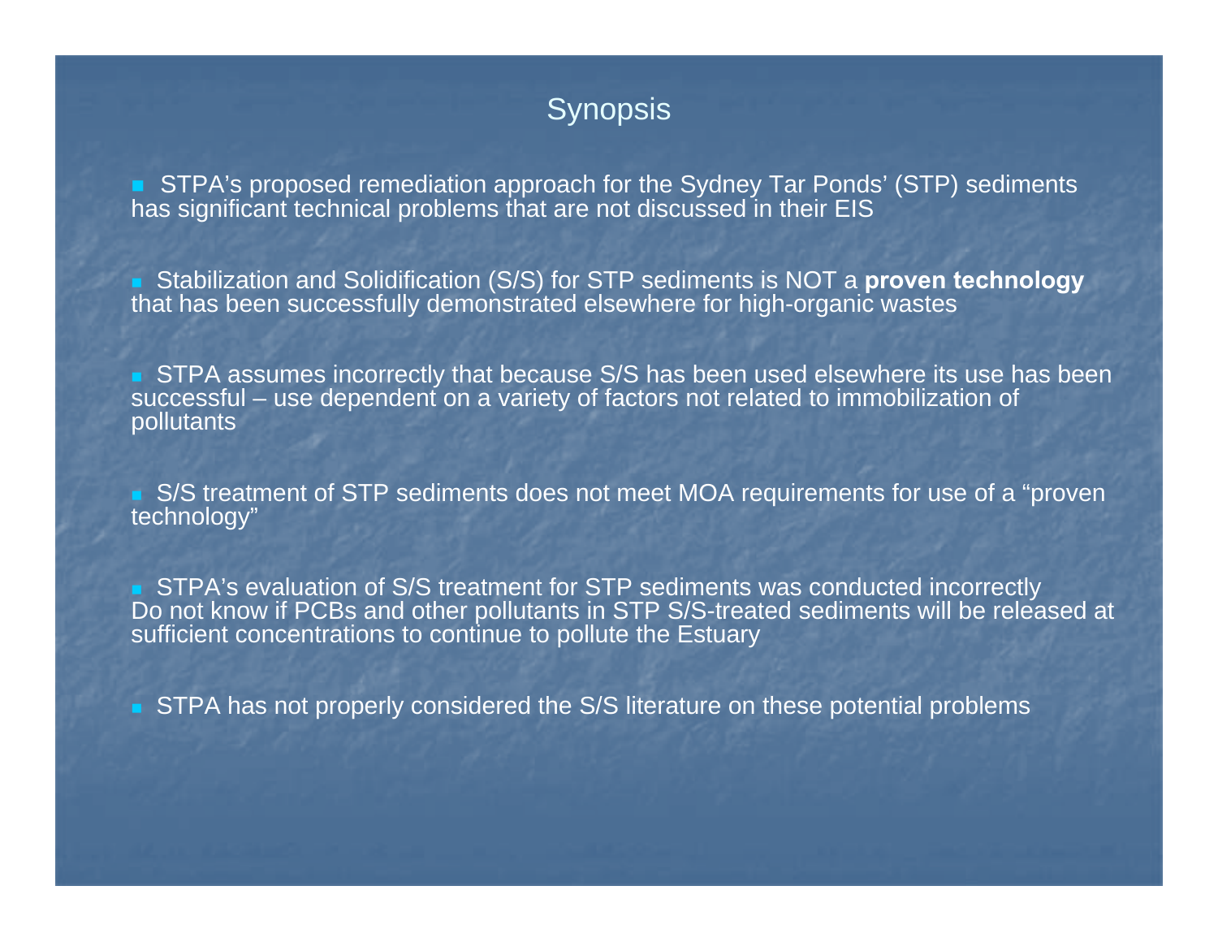# Synopsis

- STPA's proposed remediation approach for the Sydney Tar Ponds' (STP) sediments has significant technical problems that are not discussed in their EIS

- Stabilization and Solidification (S/S) for STP sediments is NOT a **proven technology** that has been successfully demonstrated elsewhere for high-organic wastes

- STPA assumes incorrectly that because S/S has been used elsewhere its use has been successful – use dependent on a variety of factors not related to immobilization of pollutants

- S/S treatment of STP sediments does not meet MOA requirements for use of a "proven technology"

- STPA's evaluation of S/S treatment for STP sediments was conducted incorrectly Do not know if PCBs and other pollutants in STP S/S-treated sediments will be released at sufficient concentrations to continue to pollute the Estuary

- STPA has not properly considered the S/S literature on these potential problems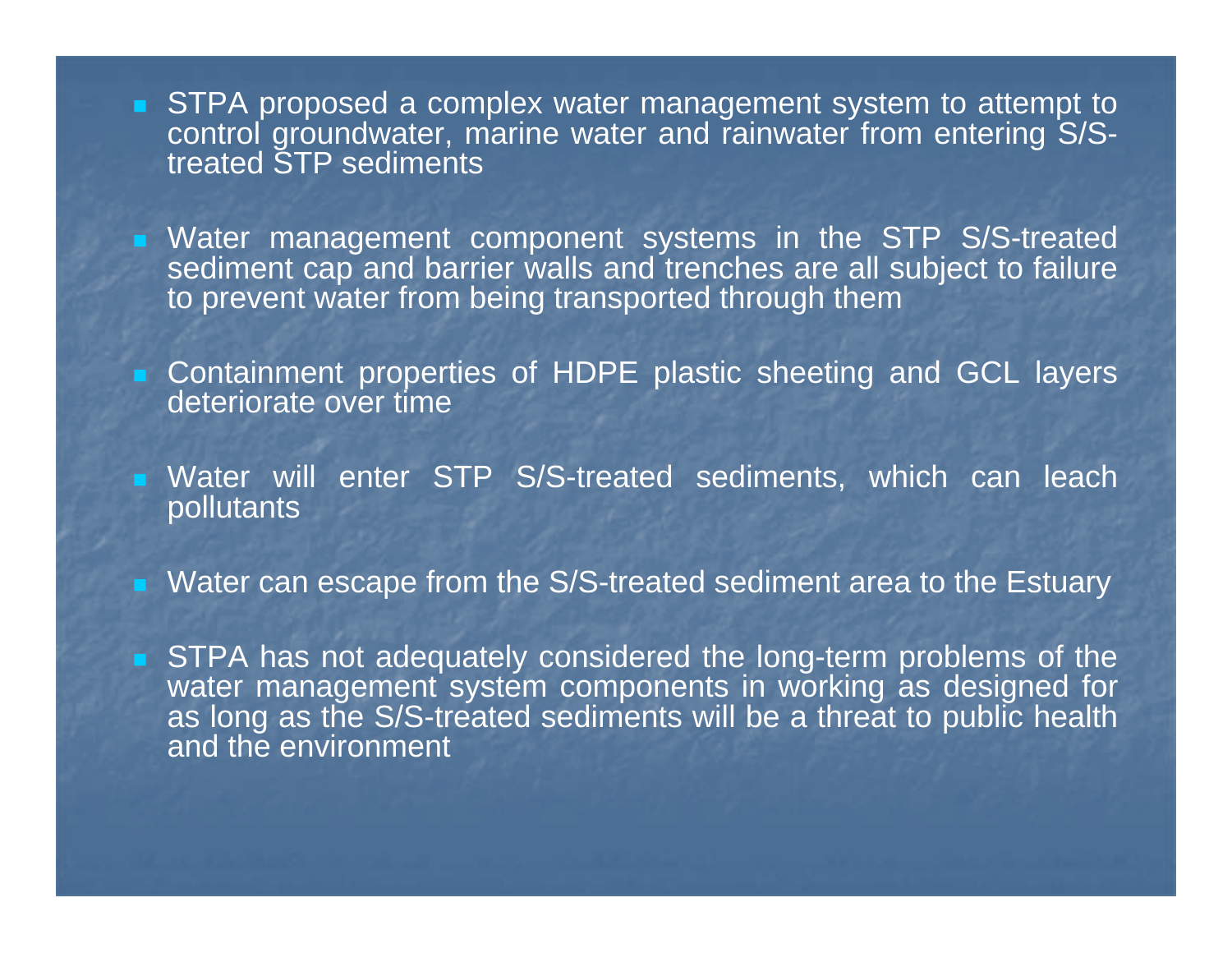- STPA proposed a complex water management system to attempt to control groundwater, marine water and rainwater from entering S/S-treated STP sediments

- Water management component systems in the STP S/S-treated sediment cap and barrier walls and trenches are all subject to failure to prevent water from being transported through them

- Containment properties of HDPE plastic sheeting and GCL layers deteriorate over time

- Water will enter STP S/S-treated sediments, which can leach pollutants

- Water can escape from the S/S-treated sediment area to the Estuary

- STPA has not adequately considered the long-term problems of the water management system components in working as designed for as long as the S/S-treated sediments will be a threat to public health and the environment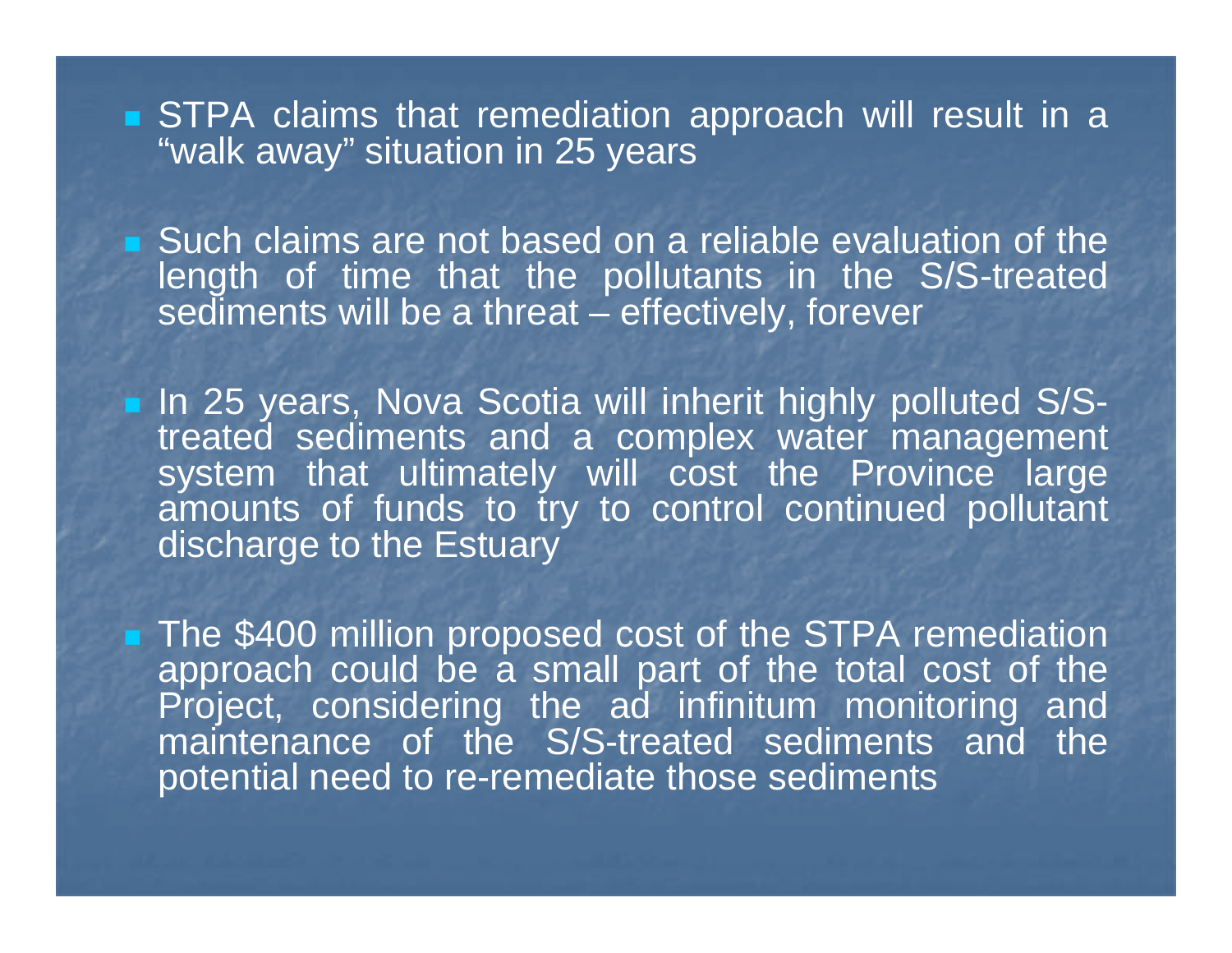- STPA claims that remediation approach will result in a "walk away" situation in 25 years
- Such claims are not based on a reliable evaluation of the length of time that the pollutants in the S/S-treated sediments will be a threat – effectively, forever
- In 25 years, Nova Scotia will inherit highly polluted S/S-treated sediments and a complex water management system that ultimately will cost the Province large amounts of funds to try to control continued pollutant discharge to the Estuary
- The $400 million proposed cost of the STPA remediation approach could be a small part of the total cost of the Project, considering the ad infinitum monitoring and maintenance of the S/S-treated sediments and the potential need to re-remediate those sediments